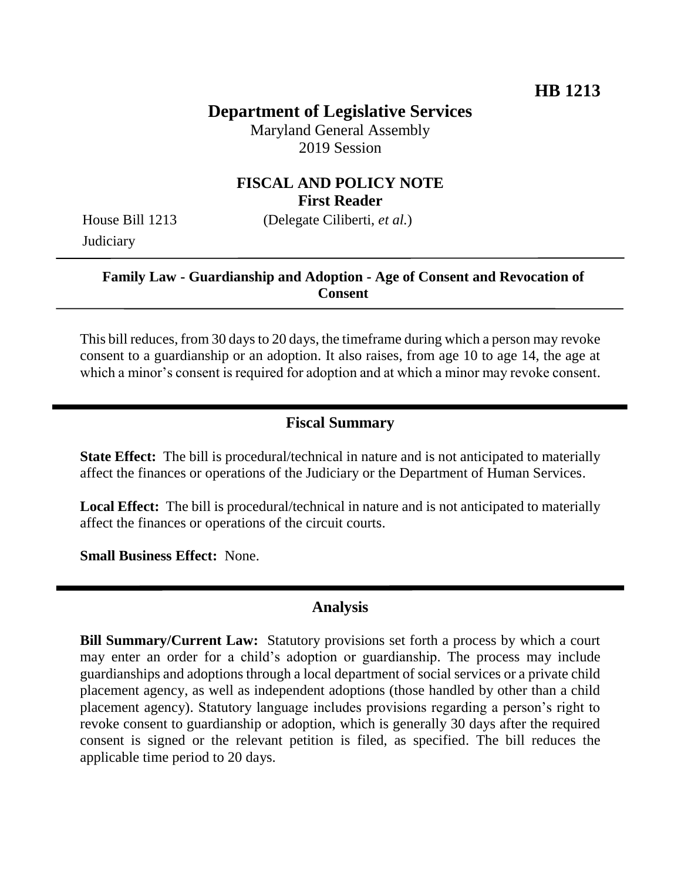**HB 1213**

# Department of Legislative Services

Maryland General Assembly
2019 Session

## FISCAL AND POLICY NOTE
**First Reader**

House Bill 1213 (Delegate Ciliberti, *et al.*)
Judiciary

---

**Family Law - Guardianship and Adoption - Age of Consent and Revocation of Consent**

---

This bill reduces, from 30 days to 20 days, the timeframe during which a person may revoke consent to a guardianship or an adoption. It also raises, from age 10 to age 14, the age at which a minor's consent is required for adoption and at which a minor may revoke consent.

---

## Fiscal Summary

**State Effect:** The bill is procedural/technical in nature and is not anticipated to materially affect the finances or operations of the Judiciary or the Department of Human Services.

**Local Effect:** The bill is procedural/technical in nature and is not anticipated to materially affect the finances or operations of the circuit courts.

**Small Business Effect:** None.

---

## Analysis

**Bill Summary/Current Law:** Statutory provisions set forth a process by which a court may enter an order for a child's adoption or guardianship. The process may include guardianships and adoptions through a local department of social services or a private child placement agency, as well as independent adoptions (those handled by other than a child placement agency). Statutory language includes provisions regarding a person's right to revoke consent to guardianship or adoption, which is generally 30 days after the required consent is signed or the relevant petition is filed, as specified. The bill reduces the applicable time period to 20 days.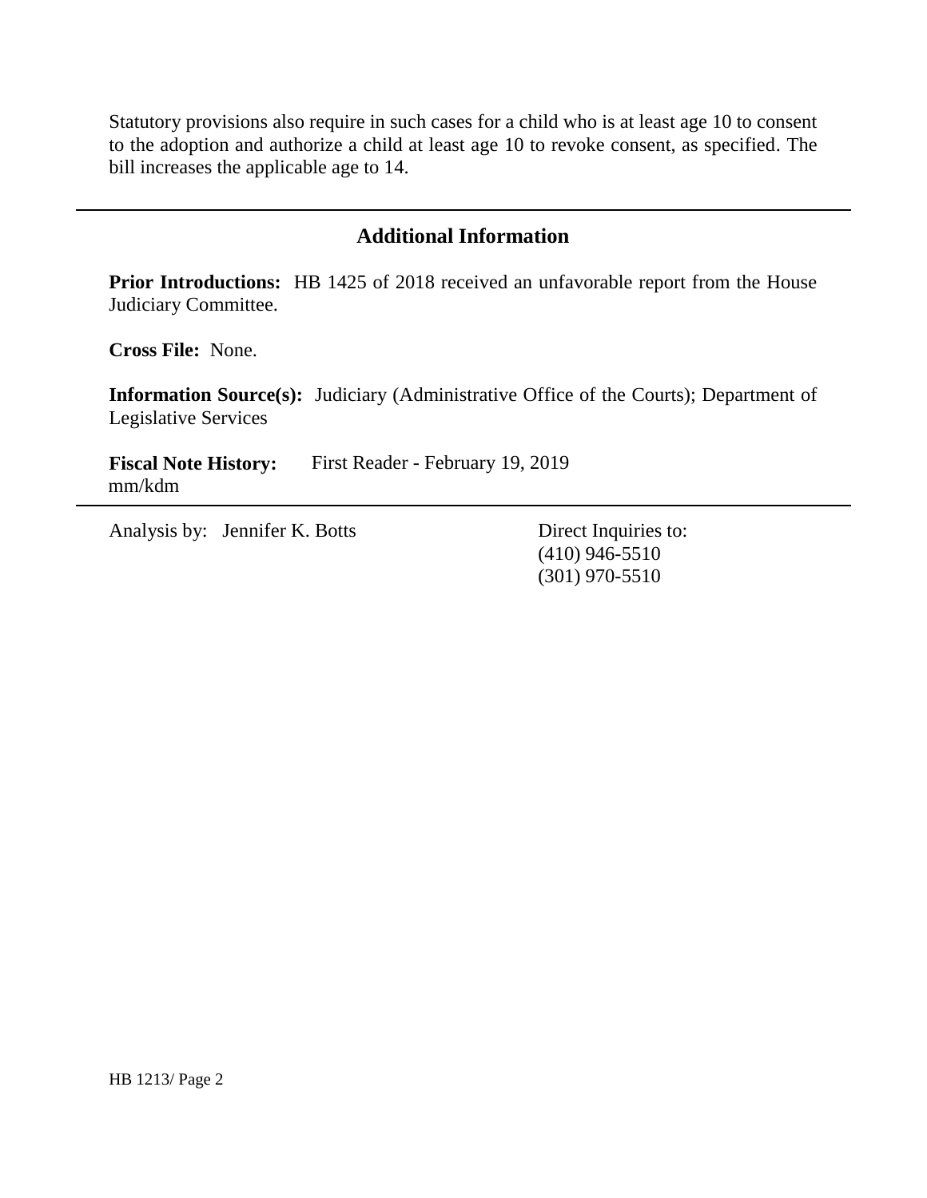Statutory provisions also require in such cases for a child who is at least age 10 to consent to the adoption and authorize a child at least age 10 to revoke consent, as specified. The bill increases the applicable age to 14.

## Additional Information

**Prior Introductions:** HB 1425 of 2018 received an unfavorable report from the House Judiciary Committee.

**Cross File:** None.

**Information Source(s):** Judiciary (Administrative Office of the Courts); Department of Legislative Services

**Fiscal Note History:** First Reader - February 19, 2019
mm/kdm

Analysis by: Jennifer K. Botts

Direct Inquiries to:
(410) 946-5510
(301) 970-5510